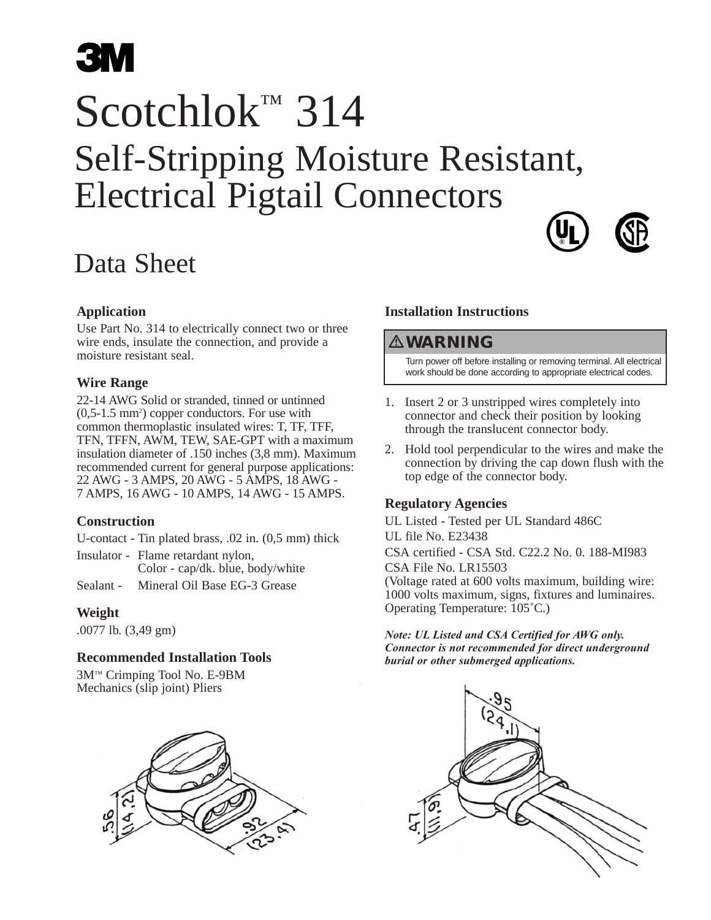# 3M

# Scotchlok™ 314

## Self-Stripping Moisture Resistant, Electrical Pigtail Connectors

## Data Sheet

### Application

Use Part No. 314 to electrically connect two or three wire ends, insulate the connection, and provide a moisture resistant seal.

### Wire Range

22-14 AWG Solid or stranded, tinned or untinned (0,5-1.5 mm$^2$) copper conductors. For use with common thermoplastic insulated wires: T, TF, TFF, TFN, TFFN, AWM, TEW, SAE-GPT with a maximum insulation diameter of .150 inches (3,8 mm). Maximum recommended current for general purpose applications: 22 AWG - 3 AMPS, 20 AWG - 5 AMPS, 18 AWG - 7 AMPS, 16 AWG - 10 AMPS, 14 AWG - 15 AMPS.

### Construction

U-contact - Tin plated brass, .02 in. (0,5 mm) thick

Insulator - Flame retardant nylon,
Color - cap/dk. blue, body/white

Sealant - Mineral Oil Base EG-3 Grease

### Weight

.0077 lb. (3,49 gm)

### Recommended Installation Tools

3M™ Crimping Tool No. E-9BM
Mechanics (slip joint) Pliers

### Installation Instructions

**⚠ WARNING**

Turn power off before installing or removing terminal. All electrical work should be done according to appropriate electrical codes.

1. Insert 2 or 3 unstripped wires completely into connector and check their position by looking through the translucent connector body.
2. Hold tool perpendicular to the wires and make the connection by driving the cap down flush with the top edge of the connector body.

### Regulatory Agencies

UL Listed - Tested per UL Standard 486C

UL file No. E23438

CSA certified - CSA Std. C22.2 No. 0. 188-MI983

CSA File No. LR15503
(Voltage rated at 600 volts maximum, building wire: 1000 volts maximum, signs, fixtures and luminaires. Operating Temperature: 105˚C.)

***Note: UL Listed and CSA Certified for AWG only. Connector is not recommended for direct underground burial or other submerged applications.***

.56 (14,2) .92 (23,4)

.95 (24,1) .47 (11,9)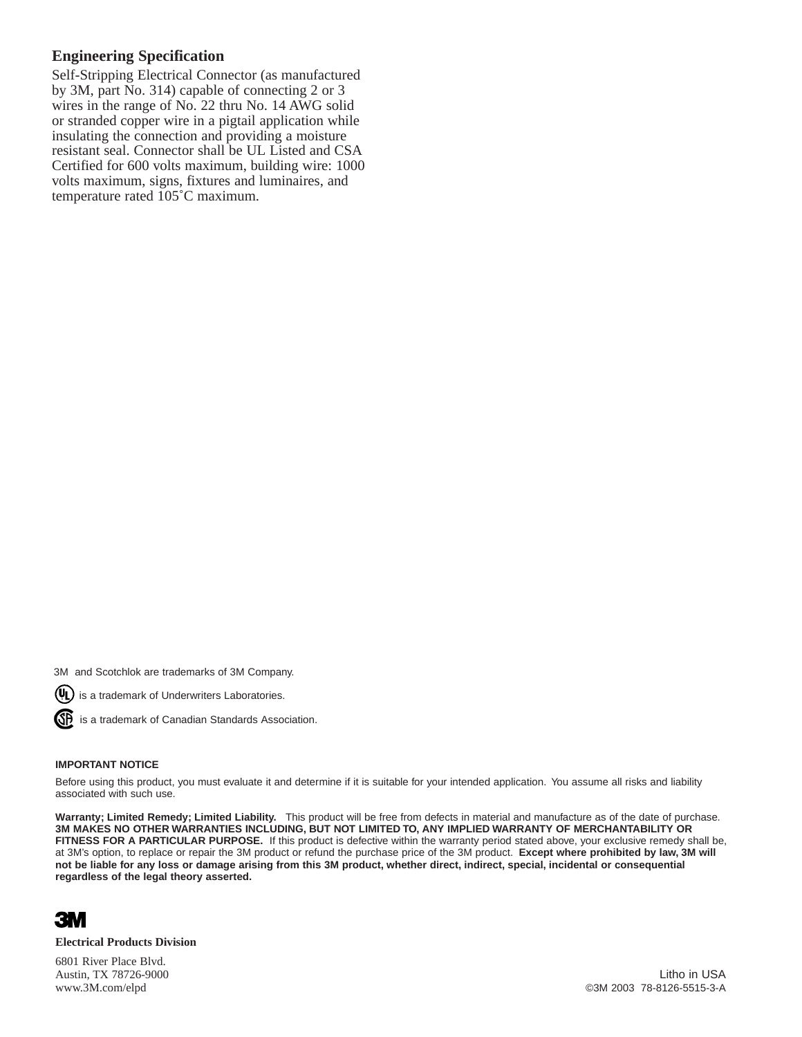## Engineering Specification

Self-Stripping Electrical Connector (as manufactured by 3M, part No. 314) capable of connecting 2 or 3 wires in the range of No. 22 thru No. 14 AWG solid or stranded copper wire in a pigtail application while insulating the connection and providing a moisture resistant seal. Connector shall be UL Listed and CSA Certified for 600 volts maximum, building wire: 1000 volts maximum, signs, fixtures and luminaires, and temperature rated 105˚C maximum.

3M and Scotchlok are trademarks of 3M Company.

UL is a trademark of Underwriters Laboratories.

CSA is a trademark of Canadian Standards Association.

**IMPORTANT NOTICE**

Before using this product, you must evaluate it and determine if it is suitable for your intended application. You assume all risks and liability associated with such use.

**Warranty; Limited Remedy; Limited Liability.** This product will be free from defects in material and manufacture as of the date of purchase. **3M MAKES NO OTHER WARRANTIES INCLUDING, BUT NOT LIMITED TO, ANY IMPLIED WARRANTY OF MERCHANTABILITY OR FITNESS FOR A PARTICULAR PURPOSE.** If this product is defective within the warranty period stated above, your exclusive remedy shall be, at 3M's option, to replace or repair the 3M product or refund the purchase price of the 3M product. **Except where prohibited by law, 3M will not be liable for any loss or damage arising from this 3M product, whether direct, indirect, special, incidental or consequential regardless of the legal theory asserted.**

**3M**

**Electrical Products Division**

6801 River Place Blvd.
Austin, TX 78726-9000
www.3M.com/elpd

Litho in USA
©3M 2003 78-8126-5515-3-A